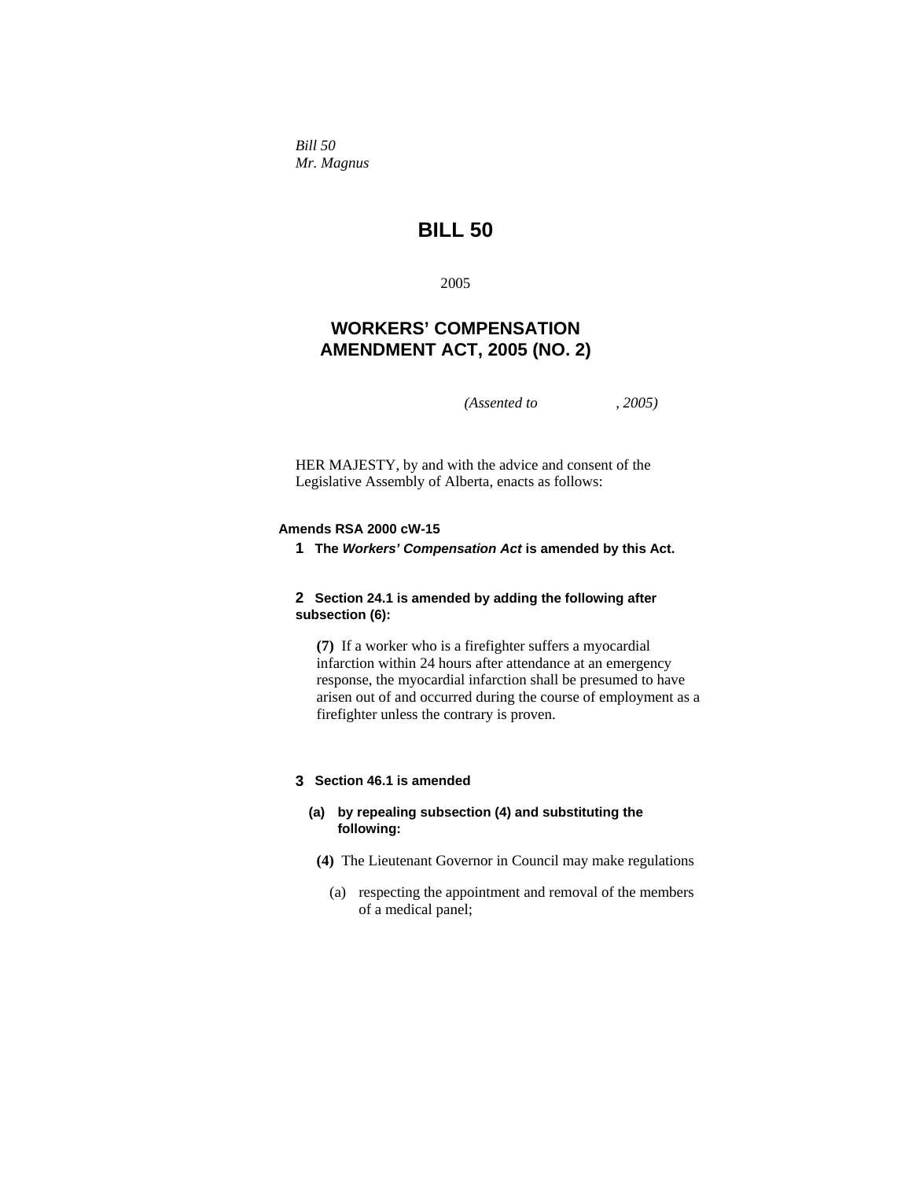*Bill 50*
*Mr. Magnus*

# BILL 50

2005

## WORKERS' COMPENSATION AMENDMENT ACT, 2005 (NO. 2)

*(Assented to , 2005)*

HER MAJESTY, by and with the advice and consent of the Legislative Assembly of Alberta, enacts as follows:

**Amends RSA 2000 cW-15**

**1** **The *Workers' Compensation Act* is amended by this Act.**

**2** **Section 24.1 is amended by adding the following after subsection (6):**

**(7)** If a worker who is a firefighter suffers a myocardial infarction within 24 hours after attendance at an emergency response, the myocardial infarction shall be presumed to have arisen out of and occurred during the course of employment as a firefighter unless the contrary is proven.

**3** **Section 46.1 is amended**

**(a)** **by repealing subsection (4) and substituting the following:**

**(4)** The Lieutenant Governor in Council may make regulations

(a) respecting the appointment and removal of the members of a medical panel;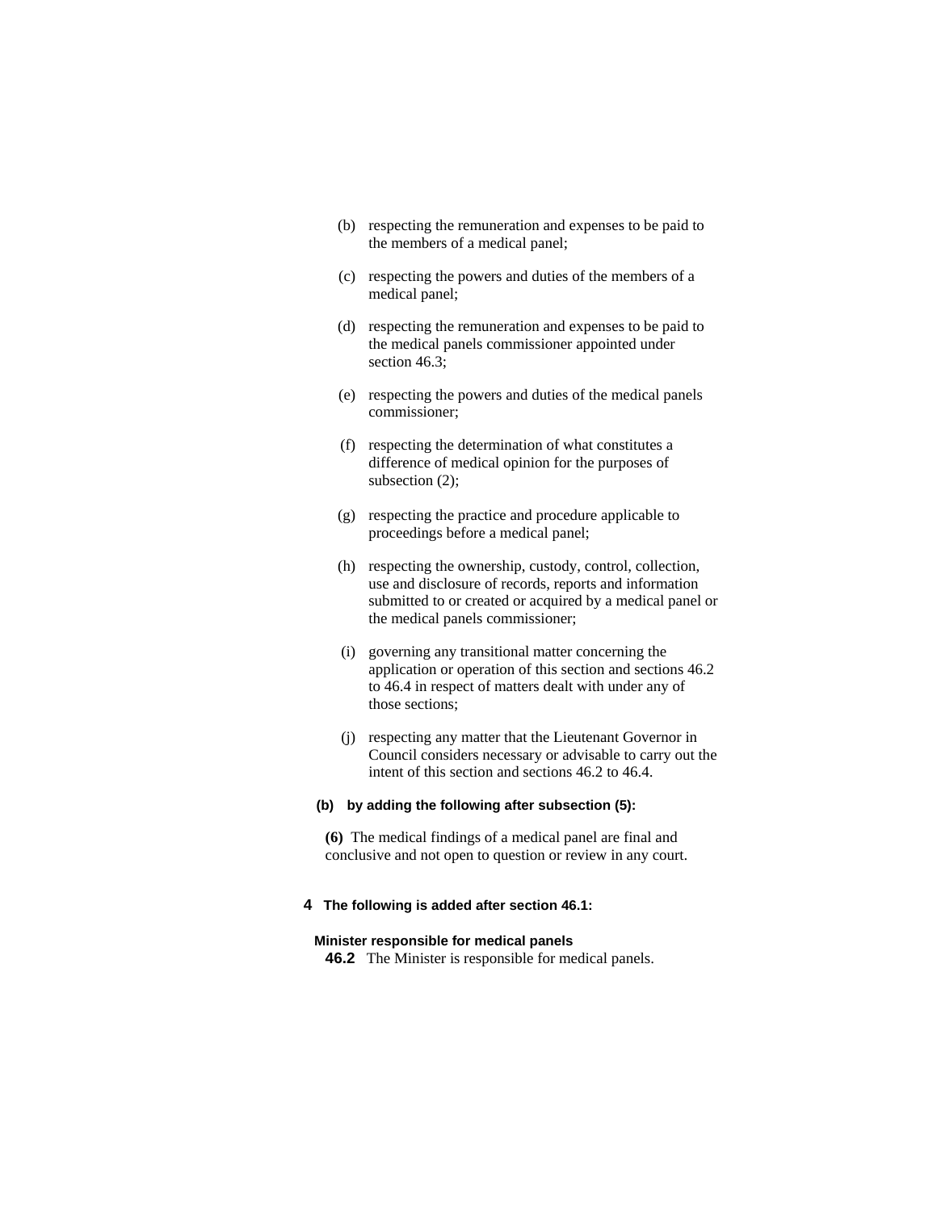(b) respecting the remuneration and expenses to be paid to the members of a medical panel;

(c) respecting the powers and duties of the members of a medical panel;

(d) respecting the remuneration and expenses to be paid to the medical panels commissioner appointed under section 46.3;

(e) respecting the powers and duties of the medical panels commissioner;

(f) respecting the determination of what constitutes a difference of medical opinion for the purposes of subsection (2);

(g) respecting the practice and procedure applicable to proceedings before a medical panel;

(h) respecting the ownership, custody, control, collection, use and disclosure of records, reports and information submitted to or created or acquired by a medical panel or the medical panels commissioner;

(i) governing any transitional matter concerning the application or operation of this section and sections 46.2 to 46.4 in respect of matters dealt with under any of those sections;

(j) respecting any matter that the Lieutenant Governor in Council considers necessary or advisable to carry out the intent of this section and sections 46.2 to 46.4.

**(b) by adding the following after subsection (5):**

**(6)** The medical findings of a medical panel are final and conclusive and not open to question or review in any court.

**4 The following is added after section 46.1:**

**Minister responsible for medical panels**

**46.2** The Minister is responsible for medical panels.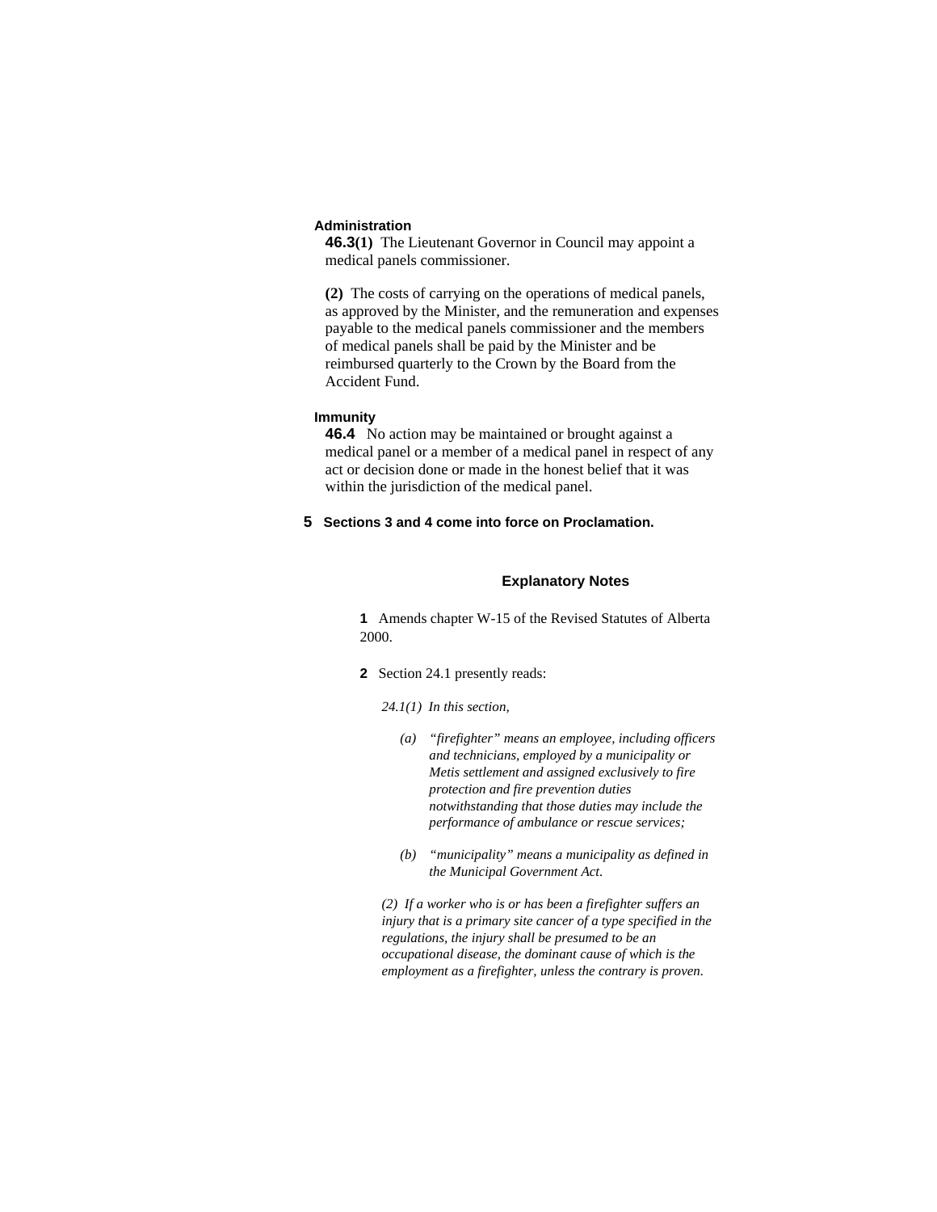**Administration**

**46.3(1)** The Lieutenant Governor in Council may appoint a medical panels commissioner.

**(2)** The costs of carrying on the operations of medical panels, as approved by the Minister, and the remuneration and expenses payable to the medical panels commissioner and the members of medical panels shall be paid by the Minister and be reimbursed quarterly to the Crown by the Board from the Accident Fund.

**Immunity**

**46.4** No action may be maintained or brought against a medical panel or a member of a medical panel in respect of any act or decision done or made in the honest belief that it was within the jurisdiction of the medical panel.

**5 Sections 3 and 4 come into force on Proclamation.**

## Explanatory Notes

**1** Amends chapter W-15 of the Revised Statutes of Alberta 2000.

**2** Section 24.1 presently reads:

*24.1(1) In this section,*

*(a) "firefighter" means an employee, including officers and technicians, employed by a municipality or Metis settlement and assigned exclusively to fire protection and fire prevention duties notwithstanding that those duties may include the performance of ambulance or rescue services;*

*(b) "municipality" means a municipality as defined in the Municipal Government Act.*

*(2) If a worker who is or has been a firefighter suffers an injury that is a primary site cancer of a type specified in the regulations, the injury shall be presumed to be an occupational disease, the dominant cause of which is the employment as a firefighter, unless the contrary is proven.*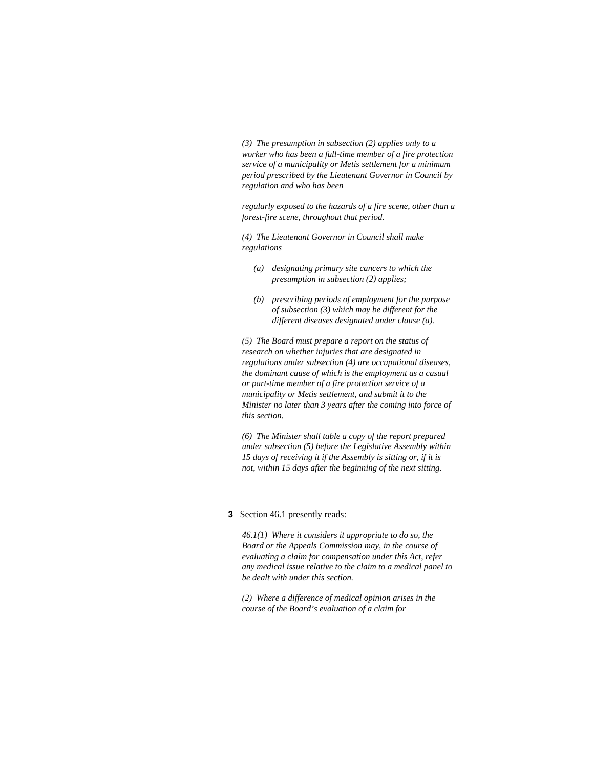*(3) The presumption in subsection (2) applies only to a worker who has been a full-time member of a fire protection service of a municipality or Metis settlement for a minimum period prescribed by the Lieutenant Governor in Council by regulation and who has been*

*regularly exposed to the hazards of a fire scene, other than a forest-fire scene, throughout that period.*

*(4) The Lieutenant Governor in Council shall make regulations*

- *(a) designating primary site cancers to which the presumption in subsection (2) applies;*
- *(b) prescribing periods of employment for the purpose of subsection (3) which may be different for the different diseases designated under clause (a).*

*(5) The Board must prepare a report on the status of research on whether injuries that are designated in regulations under subsection (4) are occupational diseases, the dominant cause of which is the employment as a casual or part-time member of a fire protection service of a municipality or Metis settlement, and submit it to the Minister no later than 3 years after the coming into force of this section.*

*(6) The Minister shall table a copy of the report prepared under subsection (5) before the Legislative Assembly within 15 days of receiving it if the Assembly is sitting or, if it is not, within 15 days after the beginning of the next sitting.*

**3** Section 46.1 presently reads:

*46.1(1) Where it considers it appropriate to do so, the Board or the Appeals Commission may, in the course of evaluating a claim for compensation under this Act, refer any medical issue relative to the claim to a medical panel to be dealt with under this section.*

*(2) Where a difference of medical opinion arises in the course of the Board's evaluation of a claim for*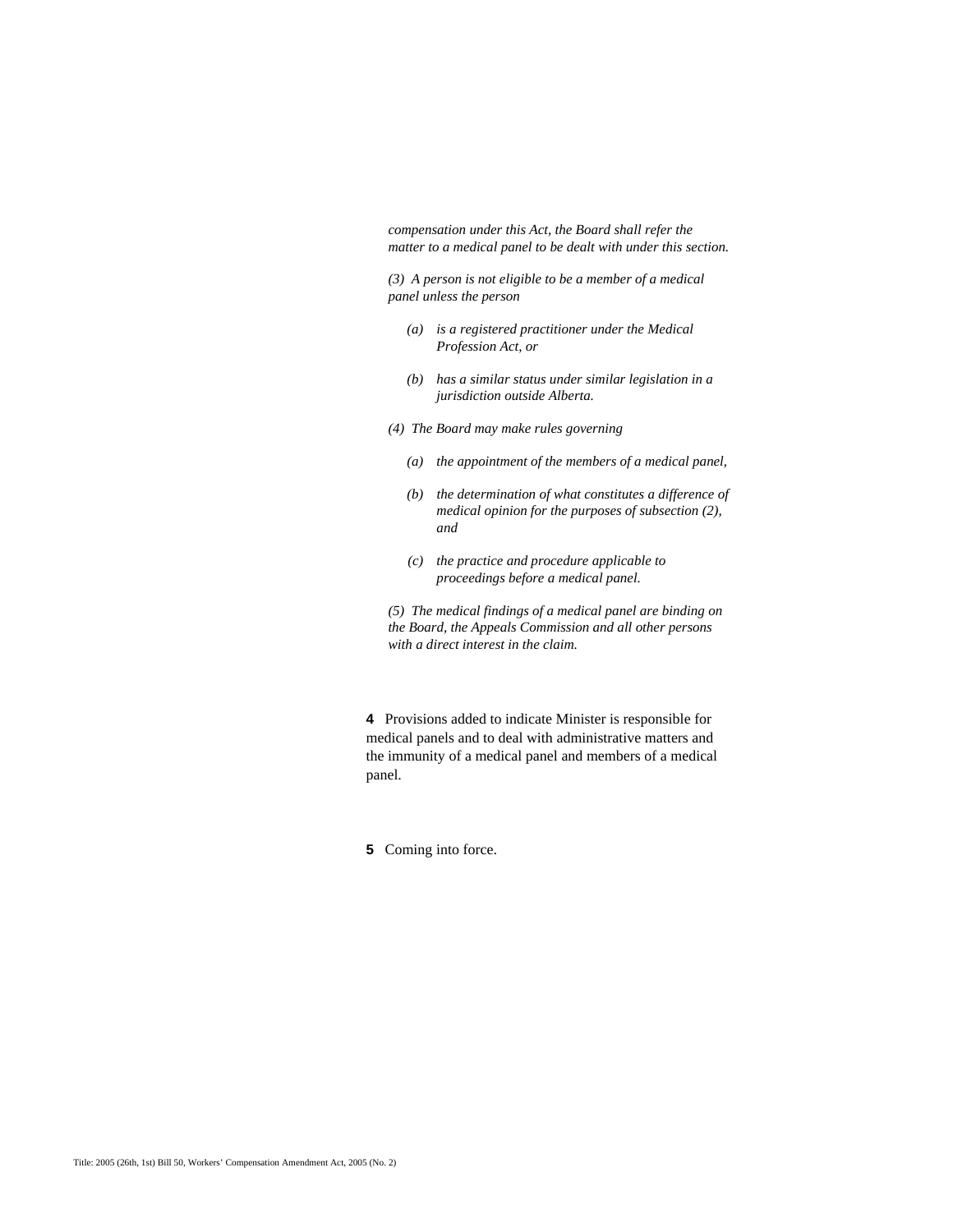*compensation under this Act, the Board shall refer the matter to a medical panel to be dealt with under this section.*

*(3) A person is not eligible to be a member of a medical panel unless the person*

- *(a) is a registered practitioner under the Medical Profession Act, or*
- *(b) has a similar status under similar legislation in a jurisdiction outside Alberta.*

*(4) The Board may make rules governing*

- *(a) the appointment of the members of a medical panel,*
- *(b) the determination of what constitutes a difference of medical opinion for the purposes of subsection (2), and*
- *(c) the practice and procedure applicable to proceedings before a medical panel.*

*(5) The medical findings of a medical panel are binding on the Board, the Appeals Commission and all other persons with a direct interest in the claim.*

**4** Provisions added to indicate Minister is responsible for medical panels and to deal with administrative matters and the immunity of a medical panel and members of a medical panel.

**5** Coming into force.